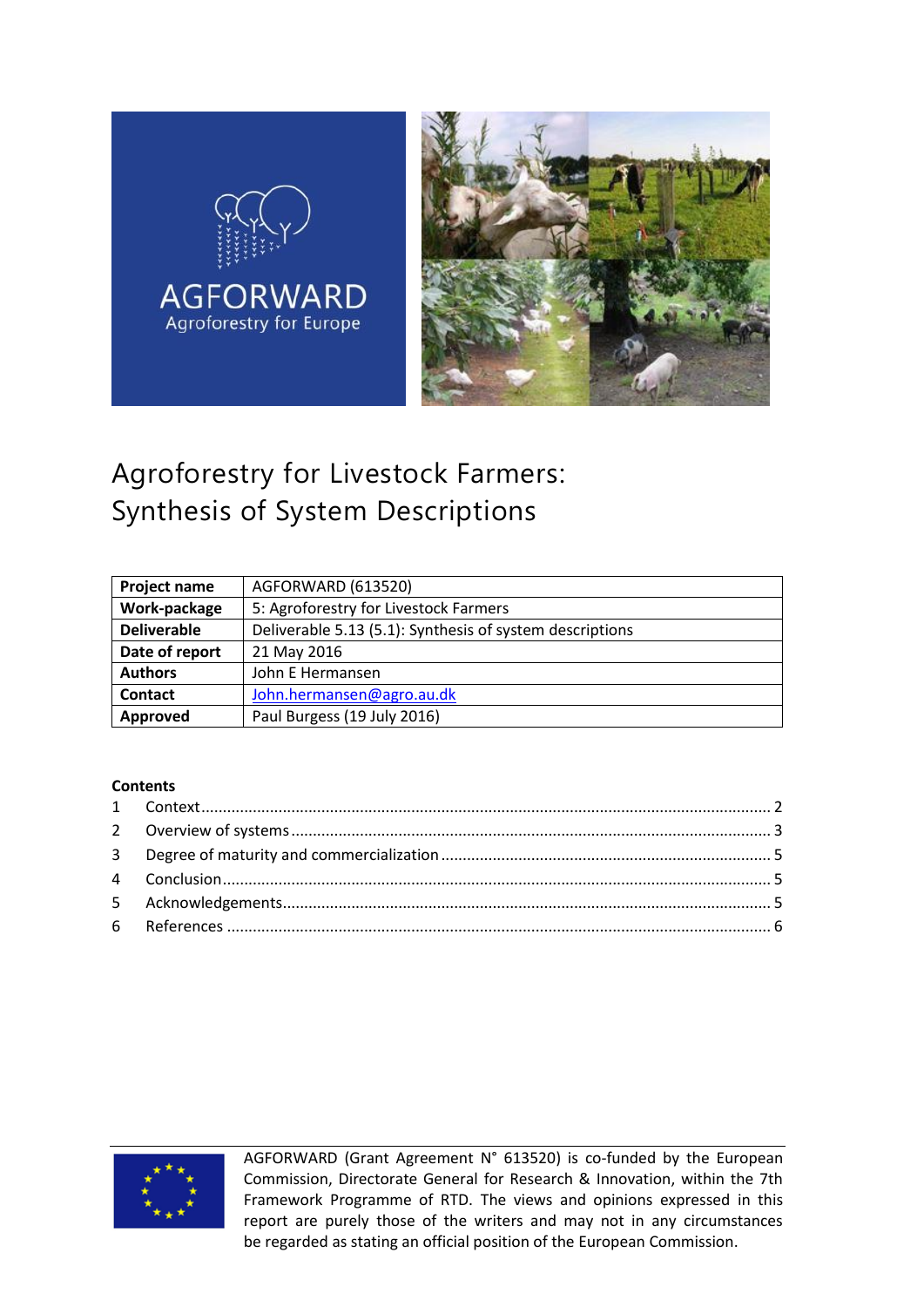AGFORWARD
Agroforestry for Europe

# Agroforestry for Livestock Farmers: Synthesis of System Descriptions

| **Project name** | AGFORWARD (613520) |
|---|---|
| **Work-package** | 5: Agroforestry for Livestock Farmers |
| **Deliverable** | Deliverable 5.13 (5.1): Synthesis of system descriptions |
| **Date of report** | 21 May 2016 |
| **Authors** | John E Hermansen |
| **Contact** | John.hermansen@agro.au.dk |
| **Approved** | Paul Burgess (19 July 2016) |

**Contents**

1 Context ... 2
2 Overview of systems ... 3
3 Degree of maturity and commercialization ... 5
4 Conclusion ... 5
5 Acknowledgements ... 5
6 References ... 6

AGFORWARD (Grant Agreement N° 613520) is co-funded by the European Commission, Directorate General for Research & Innovation, within the 7th Framework Programme of RTD. The views and opinions expressed in this report are purely those of the writers and may not in any circumstances be regarded as stating an official position of the European Commission.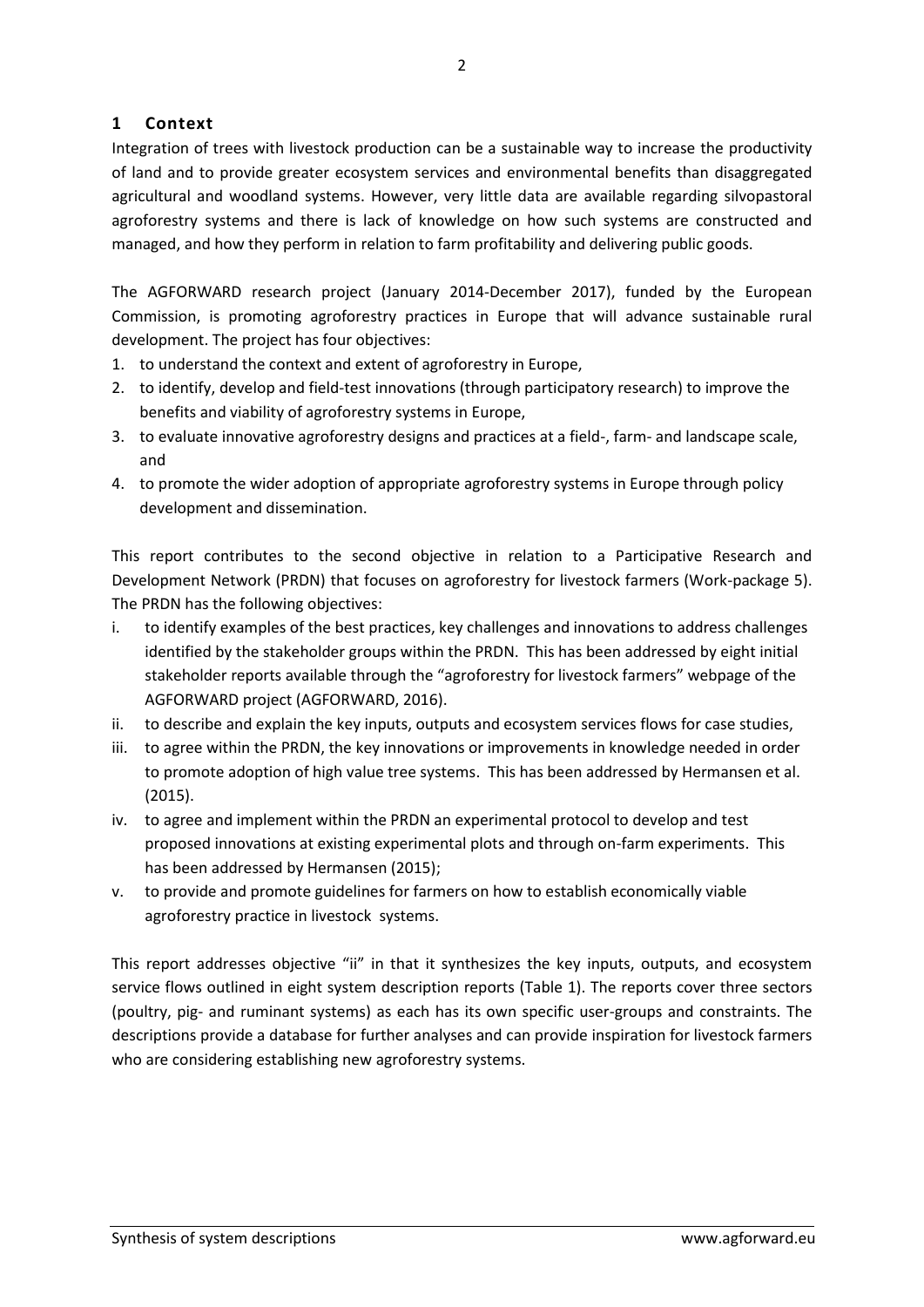## 1 Context

Integration of trees with livestock production can be a sustainable way to increase the productivity of land and to provide greater ecosystem services and environmental benefits than disaggregated agricultural and woodland systems. However, very little data are available regarding silvopastoral agroforestry systems and there is lack of knowledge on how such systems are constructed and managed, and how they perform in relation to farm profitability and delivering public goods.

The AGFORWARD research project (January 2014-December 2017), funded by the European Commission, is promoting agroforestry practices in Europe that will advance sustainable rural development. The project has four objectives:

1. to understand the context and extent of agroforestry in Europe,
2. to identify, develop and field-test innovations (through participatory research) to improve the benefits and viability of agroforestry systems in Europe,
3. to evaluate innovative agroforestry designs and practices at a field-, farm- and landscape scale, and
4. to promote the wider adoption of appropriate agroforestry systems in Europe through policy development and dissemination.

This report contributes to the second objective in relation to a Participative Research and Development Network (PRDN) that focuses on agroforestry for livestock farmers (Work-package 5). The PRDN has the following objectives:

i. to identify examples of the best practices, key challenges and innovations to address challenges identified by the stakeholder groups within the PRDN. This has been addressed by eight initial stakeholder reports available through the "agroforestry for livestock farmers" webpage of the AGFORWARD project (AGFORWARD, 2016).
ii. to describe and explain the key inputs, outputs and ecosystem services flows for case studies,
iii. to agree within the PRDN, the key innovations or improvements in knowledge needed in order to promote adoption of high value tree systems. This has been addressed by Hermansen et al. (2015).
iv. to agree and implement within the PRDN an experimental protocol to develop and test proposed innovations at existing experimental plots and through on-farm experiments. This has been addressed by Hermansen (2015);
v. to provide and promote guidelines for farmers on how to establish economically viable agroforestry practice in livestock systems.

This report addresses objective "ii" in that it synthesizes the key inputs, outputs, and ecosystem service flows outlined in eight system description reports (Table 1). The reports cover three sectors (poultry, pig- and ruminant systems) as each has its own specific user-groups and constraints. The descriptions provide a database for further analyses and can provide inspiration for livestock farmers who are considering establishing new agroforestry systems.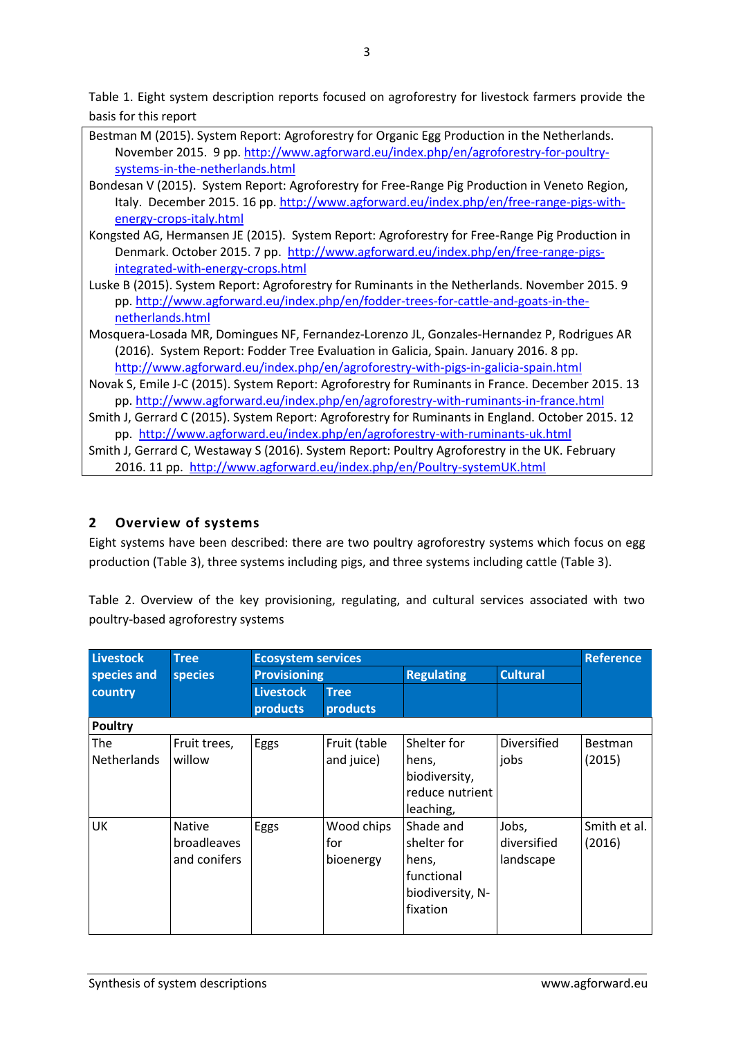Table 1. Eight system description reports focused on agroforestry for livestock farmers provide the basis for this report

| |
|---|
| Bestman M (2015). System Report: Agroforestry for Organic Egg Production in the Netherlands. November 2015. 9 pp. http://www.agforward.eu/index.php/en/agroforestry-for-poultry-systems-in-the-netherlands.html |
| Bondesan V (2015). System Report: Agroforestry for Free-Range Pig Production in Veneto Region, Italy. December 2015. 16 pp. http://www.agforward.eu/index.php/en/free-range-pigs-with-energy-crops-italy.html |
| Kongsted AG, Hermansen JE (2015). System Report: Agroforestry for Free-Range Pig Production in Denmark. October 2015. 7 pp. http://www.agforward.eu/index.php/en/free-range-pigs-integrated-with-energy-crops.html |
| Luske B (2015). System Report: Agroforestry for Ruminants in the Netherlands. November 2015. 9 pp. http://www.agforward.eu/index.php/en/fodder-trees-for-cattle-and-goats-in-the-netherlands.html |
| Mosquera-Losada MR, Domingues NF, Fernandez-Lorenzo JL, Gonzales-Hernandez P, Rodrigues AR (2016). System Report: Fodder Tree Evaluation in Galicia, Spain. January 2016. 8 pp. http://www.agforward.eu/index.php/en/agroforestry-with-pigs-in-galicia-spain.html |
| Novak S, Emile J-C (2015). System Report: Agroforestry for Ruminants in France. December 2015. 13 pp. http://www.agforward.eu/index.php/en/agroforestry-with-ruminants-in-france.html |
| Smith J, Gerrard C (2015). System Report: Agroforestry for Ruminants in England. October 2015. 12 pp. http://www.agforward.eu/index.php/en/agroforestry-with-ruminants-uk.html |
| Smith J, Gerrard C, Westaway S (2016). System Report: Poultry Agroforestry in the UK. February 2016. 11 pp. http://www.agforward.eu/index.php/en/Poultry-systemUK.html |

## 2 Overview of systems

Eight systems have been described: there are two poultry agroforestry systems which focus on egg production (Table 3), three systems including pigs, and three systems including cattle (Table 3).

Table 2. Overview of the key provisioning, regulating, and cultural services associated with two poultry-based agroforestry systems

| Livestock species and country | Tree species | Ecosystem services | | | | Reference |
|---|---|---|---|---|---|---|
| | | Provisioning | | Regulating | Cultural | |
| | | Livestock products | Tree products | | | |
| **Poultry** | | | | | | |
| The Netherlands | Fruit trees, willow | Eggs | Fruit (table and juice) | Shelter for hens, biodiversity, reduce nutrient leaching, | Diversified jobs | Bestman (2015) |
| UK | Native broadleaves and conifers | Eggs | Wood chips for bioenergy | Shade and shelter for hens, functional biodiversity, N-fixation | Jobs, diversified landscape | Smith et al. (2016) |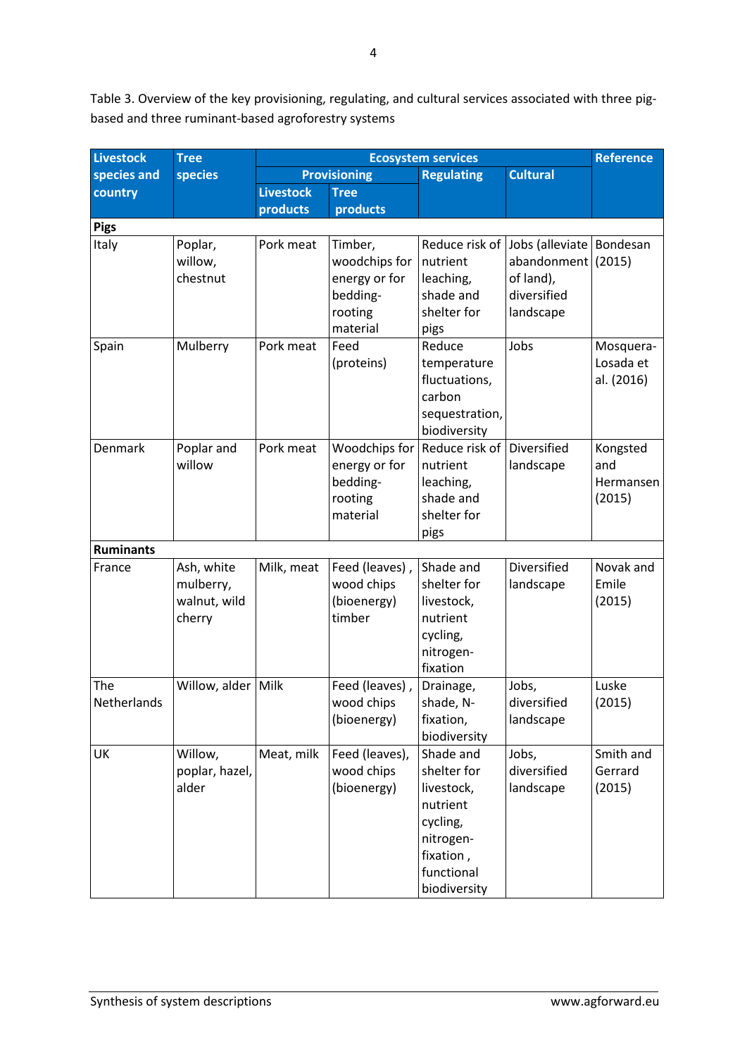Table 3. Overview of the key provisioning, regulating, and cultural services associated with three pig-based and three ruminant-based agroforestry systems

| Livestock species and country | Tree species | Ecosystem services | | | | Reference |
|---|---|---|---|---|---|---|
| | | Provisioning | | Regulating | Cultural | |
| | | Livestock products | Tree products | | | |
| **Pigs** | | | | | | |
| Italy | Poplar, willow, chestnut | Pork meat | Timber, woodchips for energy or for bedding-rooting material | Reduce risk of nutrient leaching, shade and shelter for pigs | Jobs (alleviate abandonment of land), diversified landscape | Bondesan (2015) |
| Spain | Mulberry | Pork meat | Feed (proteins) | Reduce temperature fluctuations, carbon sequestration, biodiversity | Jobs | Mosquera-Losada et al. (2016) |
| Denmark | Poplar and willow | Pork meat | Woodchips for energy or for bedding-rooting material | Reduce risk of nutrient leaching, shade and shelter for pigs | Diversified landscape | Kongsted and Hermansen (2015) |
| **Ruminants** | | | | | | |
| France | Ash, white mulberry, walnut, wild cherry | Milk, meat | Feed (leaves) , wood chips (bioenergy) timber | Shade and shelter for livestock, nutrient cycling, nitrogen-fixation | Diversified landscape | Novak and Emile (2015) |
| The Netherlands | Willow, alder | Milk | Feed (leaves) , wood chips (bioenergy) | Drainage, shade, N-fixation, biodiversity | Jobs, diversified landscape | Luske (2015) |
| UK | Willow, poplar, hazel, alder | Meat, milk | Feed (leaves), wood chips (bioenergy) | Shade and shelter for livestock, nutrient cycling, nitrogen-fixation , functional biodiversity | Jobs, diversified landscape | Smith and Gerrard (2015) |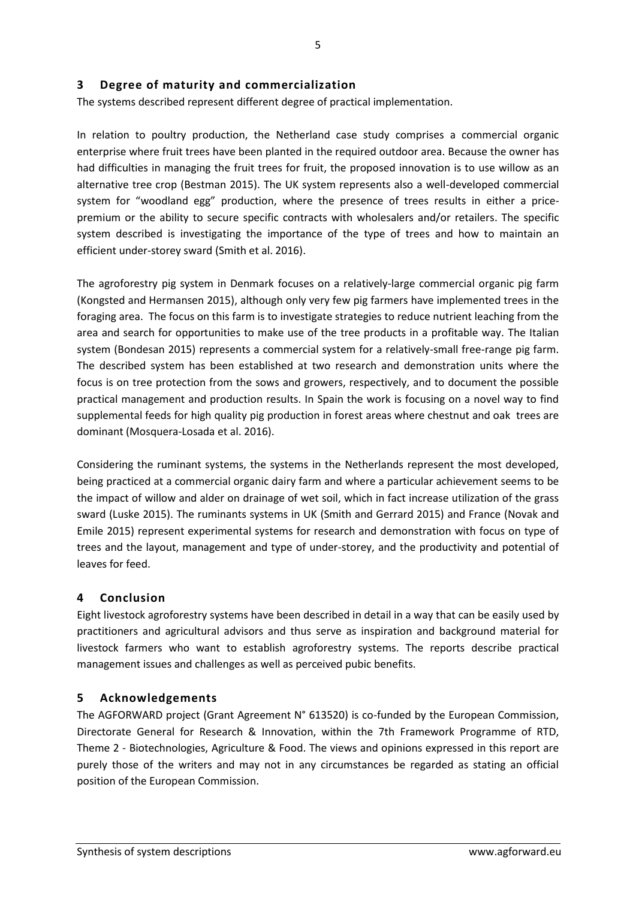## 3 Degree of maturity and commercialization

The systems described represent different degree of practical implementation.

In relation to poultry production, the Netherland case study comprises a commercial organic enterprise where fruit trees have been planted in the required outdoor area. Because the owner has had difficulties in managing the fruit trees for fruit, the proposed innovation is to use willow as an alternative tree crop (Bestman 2015). The UK system represents also a well-developed commercial system for "woodland egg" production, where the presence of trees results in either a price-premium or the ability to secure specific contracts with wholesalers and/or retailers. The specific system described is investigating the importance of the type of trees and how to maintain an efficient under-storey sward (Smith et al. 2016).

The agroforestry pig system in Denmark focuses on a relatively-large commercial organic pig farm (Kongsted and Hermansen 2015), although only very few pig farmers have implemented trees in the foraging area. The focus on this farm is to investigate strategies to reduce nutrient leaching from the area and search for opportunities to make use of the tree products in a profitable way. The Italian system (Bondesan 2015) represents a commercial system for a relatively-small free-range pig farm. The described system has been established at two research and demonstration units where the focus is on tree protection from the sows and growers, respectively, and to document the possible practical management and production results. In Spain the work is focusing on a novel way to find supplemental feeds for high quality pig production in forest areas where chestnut and oak trees are dominant (Mosquera-Losada et al. 2016).

Considering the ruminant systems, the systems in the Netherlands represent the most developed, being practiced at a commercial organic dairy farm and where a particular achievement seems to be the impact of willow and alder on drainage of wet soil, which in fact increase utilization of the grass sward (Luske 2015). The ruminants systems in UK (Smith and Gerrard 2015) and France (Novak and Emile 2015) represent experimental systems for research and demonstration with focus on type of trees and the layout, management and type of under-storey, and the productivity and potential of leaves for feed.

## 4 Conclusion

Eight livestock agroforestry systems have been described in detail in a way that can be easily used by practitioners and agricultural advisors and thus serve as inspiration and background material for livestock farmers who want to establish agroforestry systems. The reports describe practical management issues and challenges as well as perceived pubic benefits.

## 5 Acknowledgements

The AGFORWARD project (Grant Agreement N° 613520) is co-funded by the European Commission, Directorate General for Research & Innovation, within the 7th Framework Programme of RTD, Theme 2 - Biotechnologies, Agriculture & Food. The views and opinions expressed in this report are purely those of the writers and may not in any circumstances be regarded as stating an official position of the European Commission.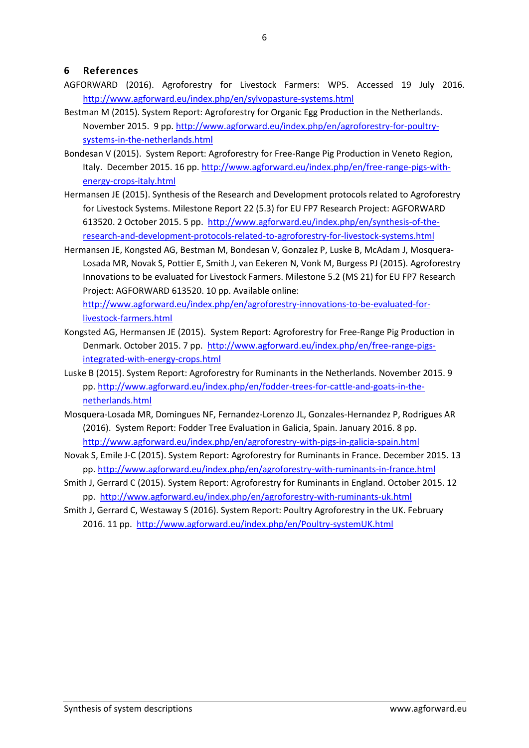## 6 References

AGFORWARD (2016). Agroforestry for Livestock Farmers: WP5. Accessed 19 July 2016. http://www.agforward.eu/index.php/en/sylvopasture-systems.html

Bestman M (2015). System Report: Agroforestry for Organic Egg Production in the Netherlands. November 2015. 9 pp. http://www.agforward.eu/index.php/en/agroforestry-for-poultry-systems-in-the-netherlands.html

Bondesan V (2015). System Report: Agroforestry for Free-Range Pig Production in Veneto Region, Italy. December 2015. 16 pp. http://www.agforward.eu/index.php/en/free-range-pigs-with-energy-crops-italy.html

Hermansen JE (2015). Synthesis of the Research and Development protocols related to Agroforestry for Livestock Systems. Milestone Report 22 (5.3) for EU FP7 Research Project: AGFORWARD 613520. 2 October 2015. 5 pp. http://www.agforward.eu/index.php/en/synthesis-of-the-research-and-development-protocols-related-to-agroforestry-for-livestock-systems.html

Hermansen JE, Kongsted AG, Bestman M, Bondesan V, Gonzalez P, Luske B, McAdam J, Mosquera-Losada MR, Novak S, Pottier E, Smith J, van Eekeren N, Vonk M, Burgess PJ (2015). Agroforestry Innovations to be evaluated for Livestock Farmers. Milestone 5.2 (MS 21) for EU FP7 Research Project: AGFORWARD 613520. 10 pp. Available online: http://www.agforward.eu/index.php/en/agroforestry-innovations-to-be-evaluated-for-livestock-farmers.html

Kongsted AG, Hermansen JE (2015). System Report: Agroforestry for Free-Range Pig Production in Denmark. October 2015. 7 pp. http://www.agforward.eu/index.php/en/free-range-pigs-integrated-with-energy-crops.html

Luske B (2015). System Report: Agroforestry for Ruminants in the Netherlands. November 2015. 9 pp. http://www.agforward.eu/index.php/en/fodder-trees-for-cattle-and-goats-in-the-netherlands.html

Mosquera-Losada MR, Domingues NF, Fernandez-Lorenzo JL, Gonzales-Hernandez P, Rodrigues AR (2016). System Report: Fodder Tree Evaluation in Galicia, Spain. January 2016. 8 pp. http://www.agforward.eu/index.php/en/agroforestry-with-pigs-in-galicia-spain.html

Novak S, Emile J-C (2015). System Report: Agroforestry for Ruminants in France. December 2015. 13 pp. http://www.agforward.eu/index.php/en/agroforestry-with-ruminants-in-france.html

Smith J, Gerrard C (2015). System Report: Agroforestry for Ruminants in England. October 2015. 12 pp. http://www.agforward.eu/index.php/en/agroforestry-with-ruminants-uk.html

Smith J, Gerrard C, Westaway S (2016). System Report: Poultry Agroforestry in the UK. February 2016. 11 pp. http://www.agforward.eu/index.php/en/Poultry-systemUK.html